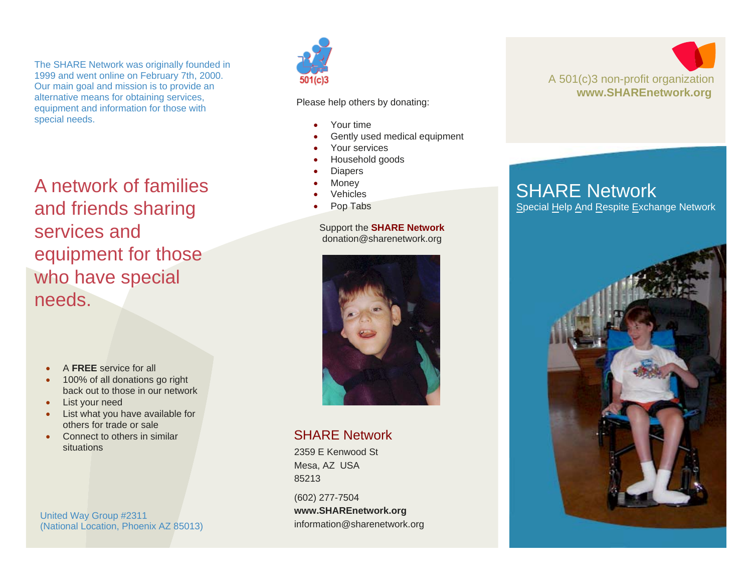The SHARE Network was originally founded in 1999 and went online on February 7th, 2000. Our main goal and mission is to provide an alternative means for obtaining services, equipment and information for those with special needs.

## A network of families and friends sharing services and equipment for those who have special needs.

- A **FREE** service for all
- 100% of all donations go right back out to those in our network
- List your need
- List what you have available for others for trade or sale
- Connect to others in similar situations

United Way Group #2311
(National Location, Phoenix AZ 85013)

501(c)3

Please help others by donating:

- Your time
- Gently used medical equipment
- Your services
- Household goods
- Diapers
- Money
- Vehicles
- Pop Tabs

Support the **SHARE Network**
donation@sharenetwork.org

### SHARE Network

2359 E Kenwood St
Mesa, AZ USA
85213

(602) 277-7504
**www.SHAREnetwork.org**
information@sharenetwork.org

A 501(c)3 non-profit organization
**www.SHAREnetwork.org**

# SHARE Network

Special Help And Respite Exchange Network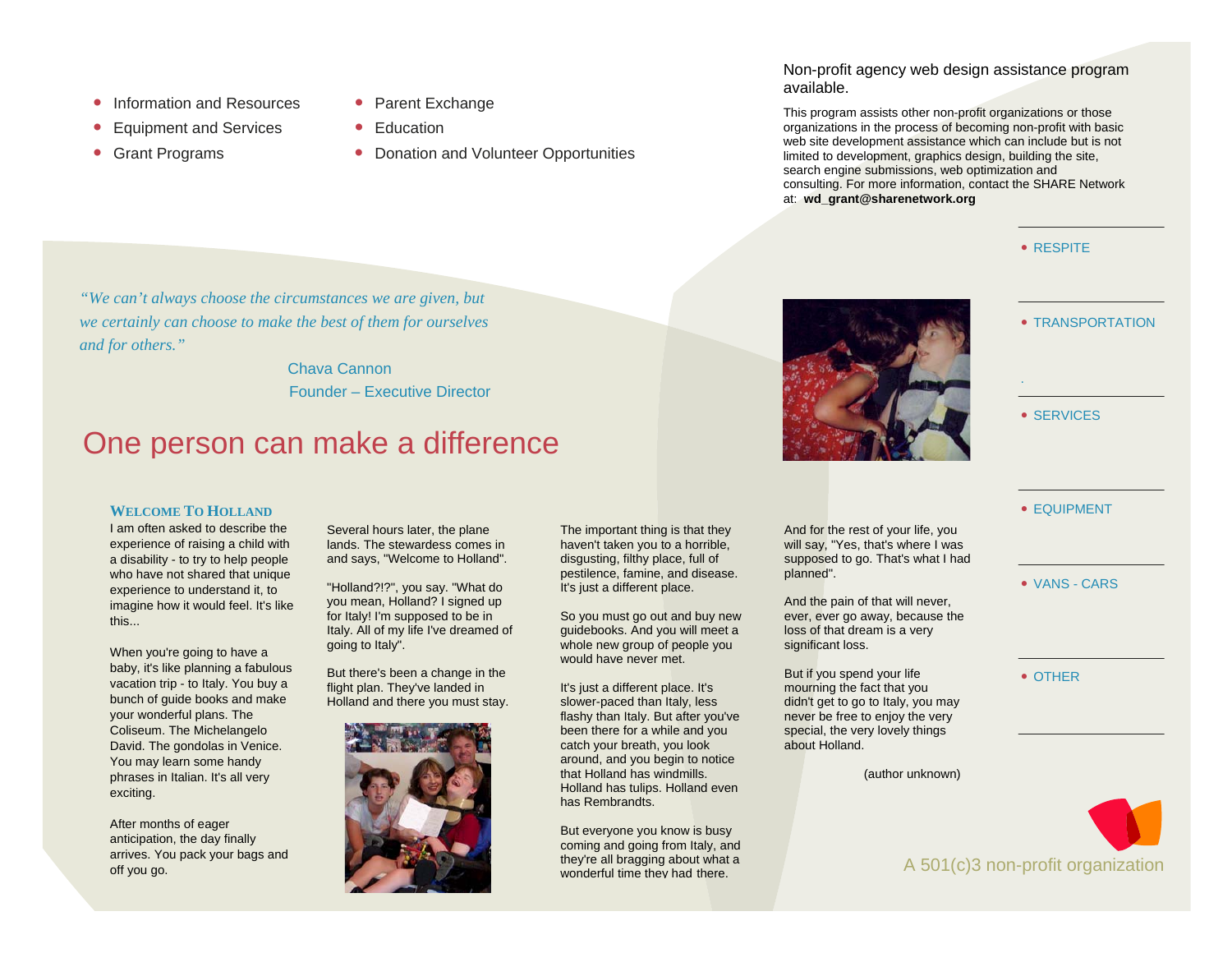- Information and Resources
- Equipment and Services
- Grant Programs
- Parent Exchange
- Education
- Donation and Volunteer Opportunities

Non-profit agency web design assistance program available.

This program assists other non-profit organizations or those organizations in the process of becoming non-profit with basic web site development assistance which can include but is not limited to development, graphics design, building the site, search engine submissions, web optimization and consulting. For more information, contact the SHARE Network at: **wd_grant@sharenetwork.org**

*"We can't always choose the circumstances we are given, but we certainly can choose to make the best of them for ourselves and for others."*

Chava Cannon
Founder – Executive Director

# One person can make a difference

## Welcome To Holland

I am often asked to describe the experience of raising a child with a disability - to try to help people who have not shared that unique experience to understand it, to imagine how it would feel. It's like this...

When you're going to have a baby, it's like planning a fabulous vacation trip - to Italy. You buy a bunch of guide books and make your wonderful plans. The Coliseum. The Michelangelo David. The gondolas in Venice. You may learn some handy phrases in Italian. It's all very exciting.

After months of eager anticipation, the day finally arrives. You pack your bags and off you go.

Several hours later, the plane lands. The stewardess comes in and says, "Welcome to Holland".

"Holland?!?", you say. "What do you mean, Holland? I signed up for Italy! I'm supposed to be in Italy. All of my life I've dreamed of going to Italy".

But there's been a change in the flight plan. They've landed in Holland and there you must stay.

The important thing is that they haven't taken you to a horrible, disgusting, filthy place, full of pestilence, famine, and disease. It's just a different place.

So you must go out and buy new guidebooks. And you will meet a whole new group of people you would have never met.

It's just a different place. It's slower-paced than Italy, less flashy than Italy. But after you've been there for a while and you catch your breath, you look around, and you begin to notice that Holland has windmills. Holland has tulips. Holland even has Rembrandts.

But everyone you know is busy coming and going from Italy, and they're all bragging about what a wonderful time they had there.

And for the rest of your life, you will say, "Yes, that's where I was supposed to go. That's what I had planned".

And the pain of that will never, ever, ever go away, because the loss of that dream is a very significant loss.

But if you spend your life mourning the fact that you didn't get to go to Italy, you may never be free to enjoy the very special, the very lovely things about Holland.

(author unknown)

- RESPITE
- TRANSPORTATION
- SERVICES
- EQUIPMENT
- VANS - CARS
- OTHER

A 501(c)3 non-profit organization